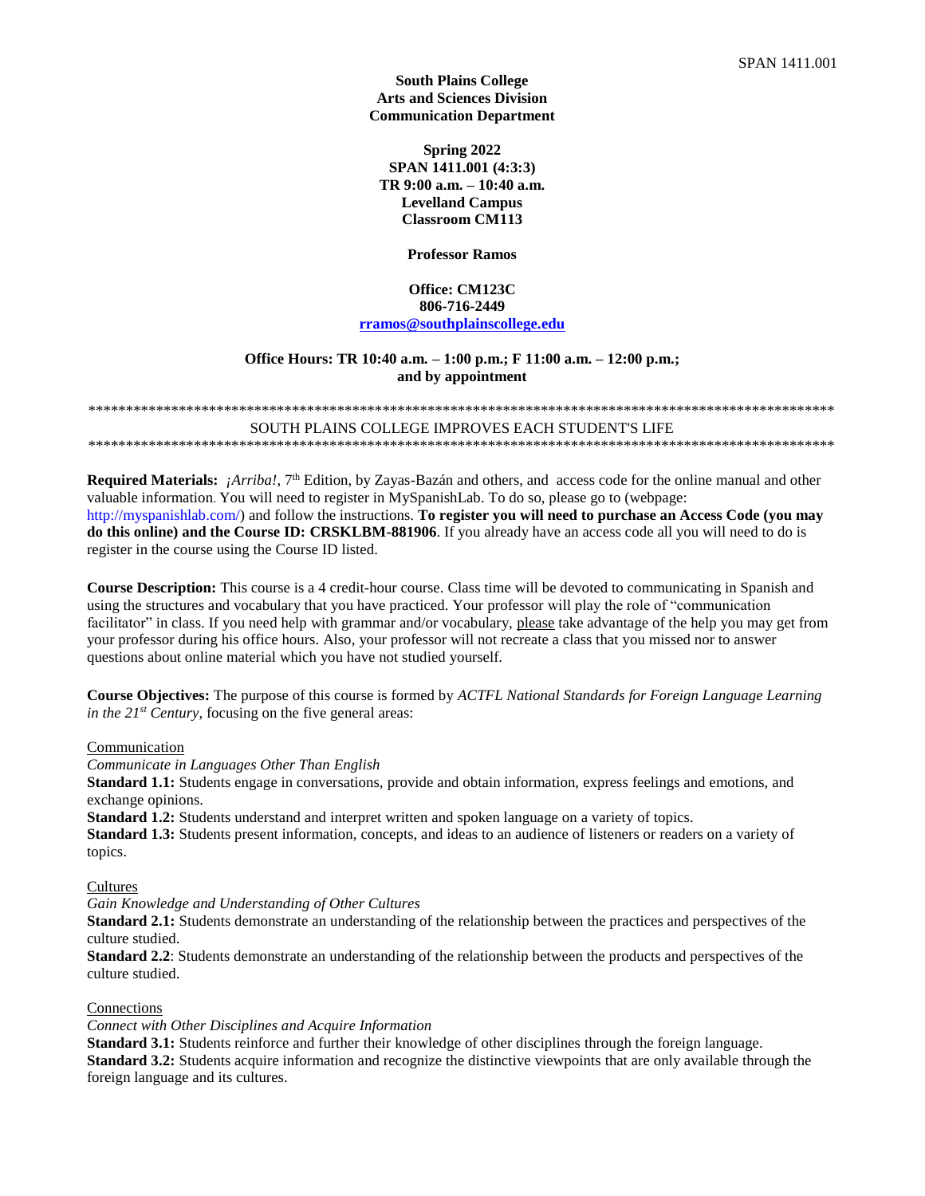**South Plains College**
**Arts and Sciences Division**
**Communication Department**

**Spring 2022**
**SPAN 1411.001 (4:3:3)**
**TR 9:00 a.m. – 10:40 a.m.**
**Levelland Campus**
**Classroom CM113**

**Professor Ramos**

**Office: CM123C**
**806-716-2449**
**[rramos@southplainscollege.edu](mailto:rramos@southplainscollege.edu)**

**Office Hours: TR 10:40 a.m. – 1:00 p.m.; F 11:00 a.m. – 12:00 p.m.; and by appointment**

---

SOUTH PLAINS COLLEGE IMPROVES EACH STUDENT'S LIFE

---

**Required Materials:** *¡Arriba!*, 7th Edition, by Zayas-Bazán and others, and access code for the online manual and other valuable information. You will need to register in MySpanishLab. To do so, please go to (webpage: http://myspanishlab.com/) and follow the instructions. **To register you will need to purchase an Access Code (you may do this online) and the Course ID: CRSKLBM-881906**. If you already have an access code all you will need to do is register in the course using the Course ID listed.

**Course Description:** This course is a 4 credit-hour course. Class time will be devoted to communicating in Spanish and using the structures and vocabulary that you have practiced. Your professor will play the role of "communication facilitator" in class. If you need help with grammar and/or vocabulary, please take advantage of the help you may get from your professor during his office hours. Also, your professor will not recreate a class that you missed nor to answer questions about online material which you have not studied yourself.

**Course Objectives:** The purpose of this course is formed by *ACTFL National Standards for Foreign Language Learning in the 21st Century*, focusing on the five general areas:

Communication

*Communicate in Languages Other Than English*

**Standard 1.1:** Students engage in conversations, provide and obtain information, express feelings and emotions, and exchange opinions.

**Standard 1.2:** Students understand and interpret written and spoken language on a variety of topics.

**Standard 1.3:** Students present information, concepts, and ideas to an audience of listeners or readers on a variety of topics.

Cultures

*Gain Knowledge and Understanding of Other Cultures*

**Standard 2.1:** Students demonstrate an understanding of the relationship between the practices and perspectives of the culture studied.

**Standard 2.2**: Students demonstrate an understanding of the relationship between the products and perspectives of the culture studied.

Connections

*Connect with Other Disciplines and Acquire Information*

**Standard 3.1:** Students reinforce and further their knowledge of other disciplines through the foreign language.

**Standard 3.2:** Students acquire information and recognize the distinctive viewpoints that are only available through the foreign language and its cultures.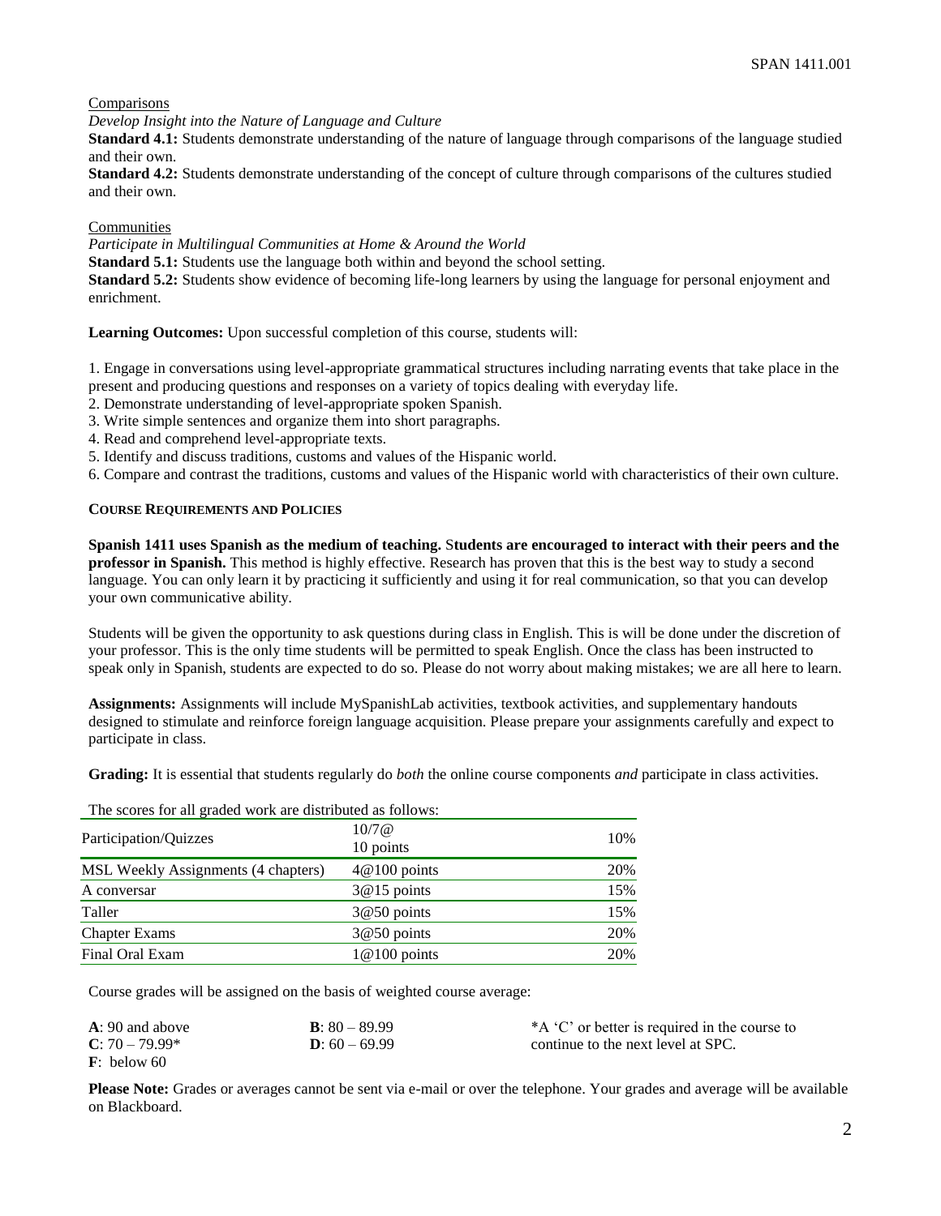Comparisons

*Develop Insight into the Nature of Language and Culture*

**Standard 4.1:** Students demonstrate understanding of the nature of language through comparisons of the language studied and their own.

**Standard 4.2:** Students demonstrate understanding of the concept of culture through comparisons of the cultures studied and their own.

Communities

*Participate in Multilingual Communities at Home & Around the World*

**Standard 5.1:** Students use the language both within and beyond the school setting.

**Standard 5.2:** Students show evidence of becoming life-long learners by using the language for personal enjoyment and enrichment.

**Learning Outcomes:** Upon successful completion of this course, students will:

1. Engage in conversations using level-appropriate grammatical structures including narrating events that take place in the present and producing questions and responses on a variety of topics dealing with everyday life.
2. Demonstrate understanding of level-appropriate spoken Spanish.
3. Write simple sentences and organize them into short paragraphs.
4. Read and comprehend level-appropriate texts.
5. Identify and discuss traditions, customs and values of the Hispanic world.
6. Compare and contrast the traditions, customs and values of the Hispanic world with characteristics of their own culture.

**COURSE REQUIREMENTS AND POLICIES**

**Spanish 1411 uses Spanish as the medium of teaching.** S**tudents are encouraged to interact with their peers and the professor in Spanish.** This method is highly effective. Research has proven that this is the best way to study a second language. You can only learn it by practicing it sufficiently and using it for real communication, so that you can develop your own communicative ability.

Students will be given the opportunity to ask questions during class in English. This is will be done under the discretion of your professor. This is the only time students will be permitted to speak English. Once the class has been instructed to speak only in Spanish, students are expected to do so. Please do not worry about making mistakes; we are all here to learn.

**Assignments:** Assignments will include MySpanishLab activities, textbook activities, and supplementary handouts designed to stimulate and reinforce foreign language acquisition. Please prepare your assignments carefully and expect to participate in class.

**Grading:** It is essential that students regularly do *both* the online course components *and* participate in class activities.

The scores for all graded work are distributed as follows:

| | | |
|---|---|---|
| Participation/Quizzes | 10/7@ 10 points | 10% |
| MSL Weekly Assignments (4 chapters) | 4@100 points | 20% |
| A conversar | 3@15 points | 15% |
| Taller | 3@50 points | 15% |
| Chapter Exams | 3@50 points | 20% |
| Final Oral Exam | 1@100 points | 20% |

Course grades will be assigned on the basis of weighted course average:

**A**: 90 and above
**B**: 80 – 89.99
**C**: 70 – 79.99*
**D**: 60 – 69.99
**F**: below 60

*A 'C' or better is required in the course to continue to the next level at SPC.

**Please Note:** Grades or averages cannot be sent via e-mail or over the telephone. Your grades and average will be available on Blackboard.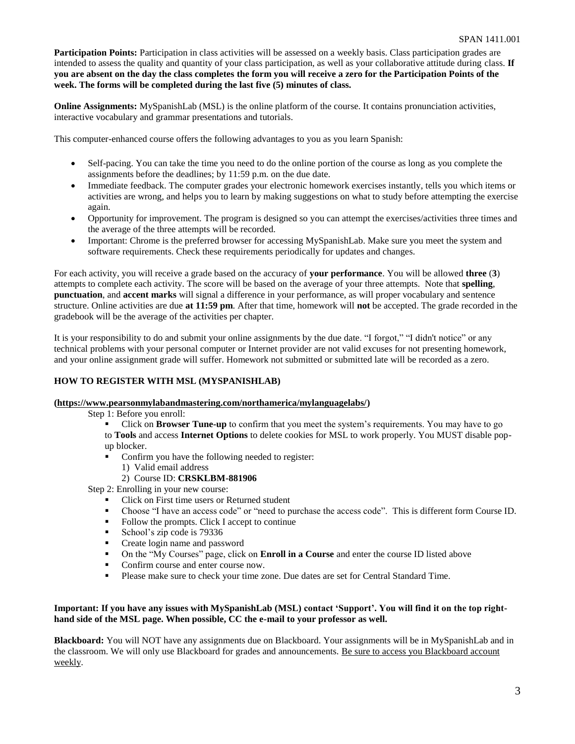**Participation Points:** Participation in class activities will be assessed on a weekly basis. Class participation grades are intended to assess the quality and quantity of your class participation, as well as your collaborative attitude during class. **If you are absent on the day the class completes the form you will receive a zero for the Participation Points of the week. The forms will be completed during the last five (5) minutes of class.**

**Online Assignments:** MySpanishLab (MSL) is the online platform of the course. It contains pronunciation activities, interactive vocabulary and grammar presentations and tutorials.

This computer-enhanced course offers the following advantages to you as you learn Spanish:

- Self-pacing. You can take the time you need to do the online portion of the course as long as you complete the assignments before the deadlines; by 11:59 p.m. on the due date.
- Immediate feedback. The computer grades your electronic homework exercises instantly, tells you which items or activities are wrong, and helps you to learn by making suggestions on what to study before attempting the exercise again.
- Opportunity for improvement. The program is designed so you can attempt the exercises/activities three times and the average of the three attempts will be recorded.
- Important: Chrome is the preferred browser for accessing MySpanishLab. Make sure you meet the system and software requirements. Check these requirements periodically for updates and changes.

For each activity, you will receive a grade based on the accuracy of **your performance**. You will be allowed **three** (**3**) attempts to complete each activity. The score will be based on the average of your three attempts. Note that **spelling**, **punctuation**, and **accent marks** will signal a difference in your performance, as will proper vocabulary and sentence structure. Online activities are due **at 11:59 pm**. After that time, homework will **not** be accepted. The grade recorded in the gradebook will be the average of the activities per chapter.

It is your responsibility to do and submit your online assignments by the due date. "I forgot," "I didn't notice" or any technical problems with your personal computer or Internet provider are not valid excuses for not presenting homework, and your online assignment grade will suffer. Homework not submitted or submitted late will be recorded as a zero.

**HOW TO REGISTER WITH MSL (MYSPANISHLAB)**

**(https://www.pearsonmylabandmastering.com/northamerica/mylanguagelabs/)**

Step 1: Before you enroll:

- Click on **Browser Tune-up** to confirm that you meet the system's requirements. You may have to go to **Tools** and access **Internet Options** to delete cookies for MSL to work properly. You MUST disable pop-up blocker.
- Confirm you have the following needed to register:
  1) Valid email address
  2) Course ID: **CRSKLBM-881906**

Step 2: Enrolling in your new course:

- Click on First time users or Returned student
- Choose "I have an access code" or "need to purchase the access code". This is different form Course ID.
- Follow the prompts. Click I accept to continue
- School's zip code is 79336
- Create login name and password
- On the "My Courses" page, click on **Enroll in a Course** and enter the course ID listed above
- Confirm course and enter course now.
- Please make sure to check your time zone. Due dates are set for Central Standard Time.

**Important: If you have any issues with MySpanishLab (MSL) contact 'Support'. You will find it on the top right-hand side of the MSL page. When possible, CC the e-mail to your professor as well.**

**Blackboard:** You will NOT have any assignments due on Blackboard. Your assignments will be in MySpanishLab and in the classroom. We will only use Blackboard for grades and announcements. Be sure to access you Blackboard account weekly.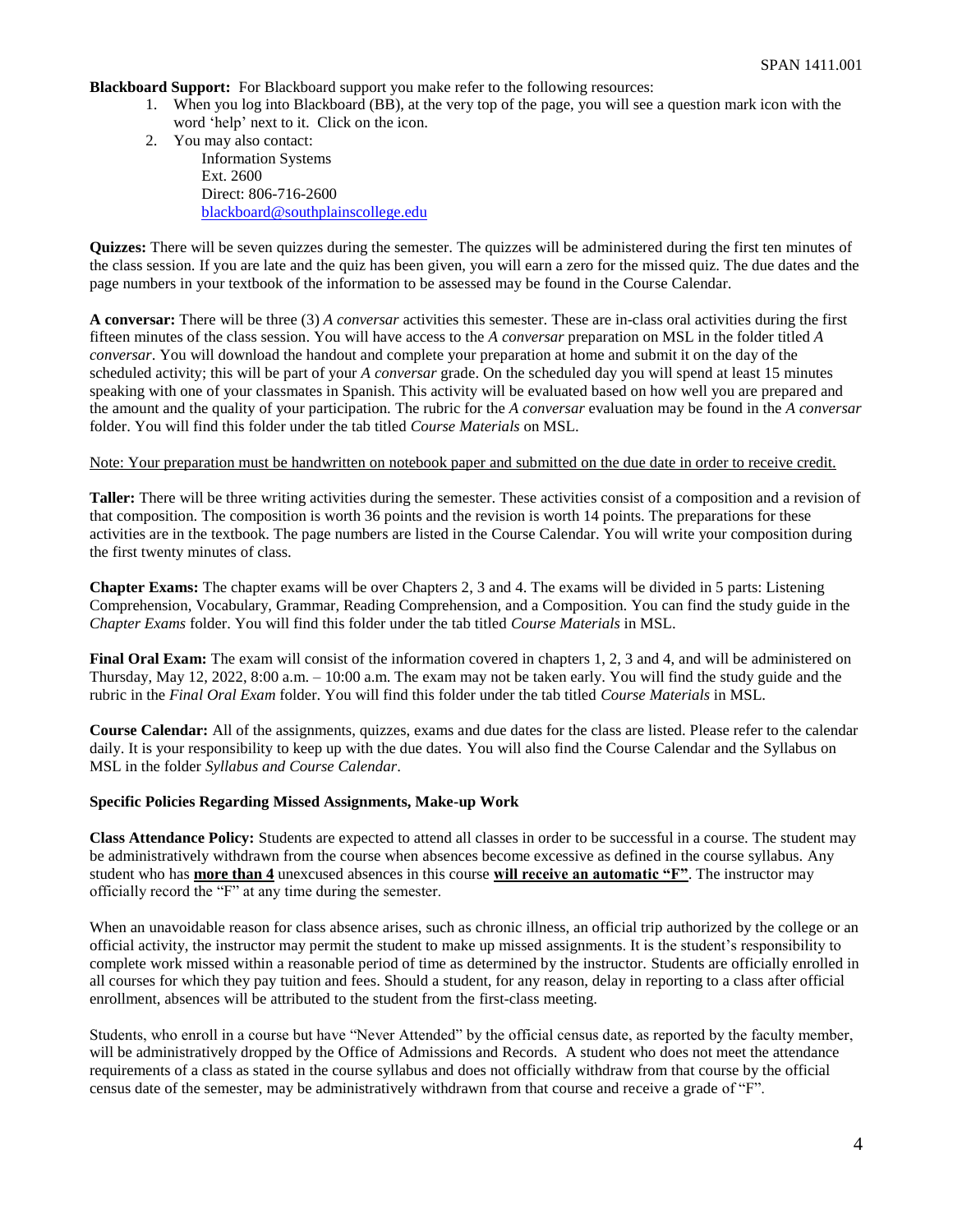**Blackboard Support:** For Blackboard support you make refer to the following resources:

1. When you log into Blackboard (BB), at the very top of the page, you will see a question mark icon with the word 'help' next to it. Click on the icon.
2. You may also contact:
   Information Systems
   Ext. 2600
   Direct: 806-716-2600
   blackboard@southplainscollege.edu

**Quizzes:** There will be seven quizzes during the semester. The quizzes will be administered during the first ten minutes of the class session. If you are late and the quiz has been given, you will earn a zero for the missed quiz. The due dates and the page numbers in your textbook of the information to be assessed may be found in the Course Calendar.

**A conversar:** There will be three (3) *A conversar* activities this semester. These are in-class oral activities during the first fifteen minutes of the class session. You will have access to the *A conversar* preparation on MSL in the folder titled *A conversar*. You will download the handout and complete your preparation at home and submit it on the day of the scheduled activity; this will be part of your *A conversar* grade. On the scheduled day you will spend at least 15 minutes speaking with one of your classmates in Spanish. This activity will be evaluated based on how well you are prepared and the amount and the quality of your participation. The rubric for the *A conversar* evaluation may be found in the *A conversar* folder. You will find this folder under the tab titled *Course Materials* on MSL.

<u>Note: Your preparation must be handwritten on notebook paper and submitted on the due date in order to receive credit.</u>

**Taller:** There will be three writing activities during the semester. These activities consist of a composition and a revision of that composition. The composition is worth 36 points and the revision is worth 14 points. The preparations for these activities are in the textbook. The page numbers are listed in the Course Calendar. You will write your composition during the first twenty minutes of class.

**Chapter Exams:** The chapter exams will be over Chapters 2, 3 and 4. The exams will be divided in 5 parts: Listening Comprehension, Vocabulary, Grammar, Reading Comprehension, and a Composition. You can find the study guide in the *Chapter Exams* folder. You will find this folder under the tab titled *Course Materials* in MSL.

**Final Oral Exam:** The exam will consist of the information covered in chapters 1, 2, 3 and 4, and will be administered on Thursday, May 12, 2022, 8:00 a.m. – 10:00 a.m. The exam may not be taken early. You will find the study guide and the rubric in the *Final Oral Exam* folder. You will find this folder under the tab titled *Course Materials* in MSL.

**Course Calendar:** All of the assignments, quizzes, exams and due dates for the class are listed. Please refer to the calendar daily. It is your responsibility to keep up with the due dates. You will also find the Course Calendar and the Syllabus on MSL in the folder *Syllabus and Course Calendar*.

**Specific Policies Regarding Missed Assignments, Make-up Work**

**Class Attendance Policy:** Students are expected to attend all classes in order to be successful in a course. The student may be administratively withdrawn from the course when absences become excessive as defined in the course syllabus. Any student who has **<u>more than 4</u>** unexcused absences in this course **<u>will receive an automatic "F"</u>**. The instructor may officially record the "F" at any time during the semester.

When an unavoidable reason for class absence arises, such as chronic illness, an official trip authorized by the college or an official activity, the instructor may permit the student to make up missed assignments. It is the student's responsibility to complete work missed within a reasonable period of time as determined by the instructor. Students are officially enrolled in all courses for which they pay tuition and fees. Should a student, for any reason, delay in reporting to a class after official enrollment, absences will be attributed to the student from the first-class meeting.

Students, who enroll in a course but have "Never Attended" by the official census date, as reported by the faculty member, will be administratively dropped by the Office of Admissions and Records. A student who does not meet the attendance requirements of a class as stated in the course syllabus and does not officially withdraw from that course by the official census date of the semester, may be administratively withdrawn from that course and receive a grade of "F".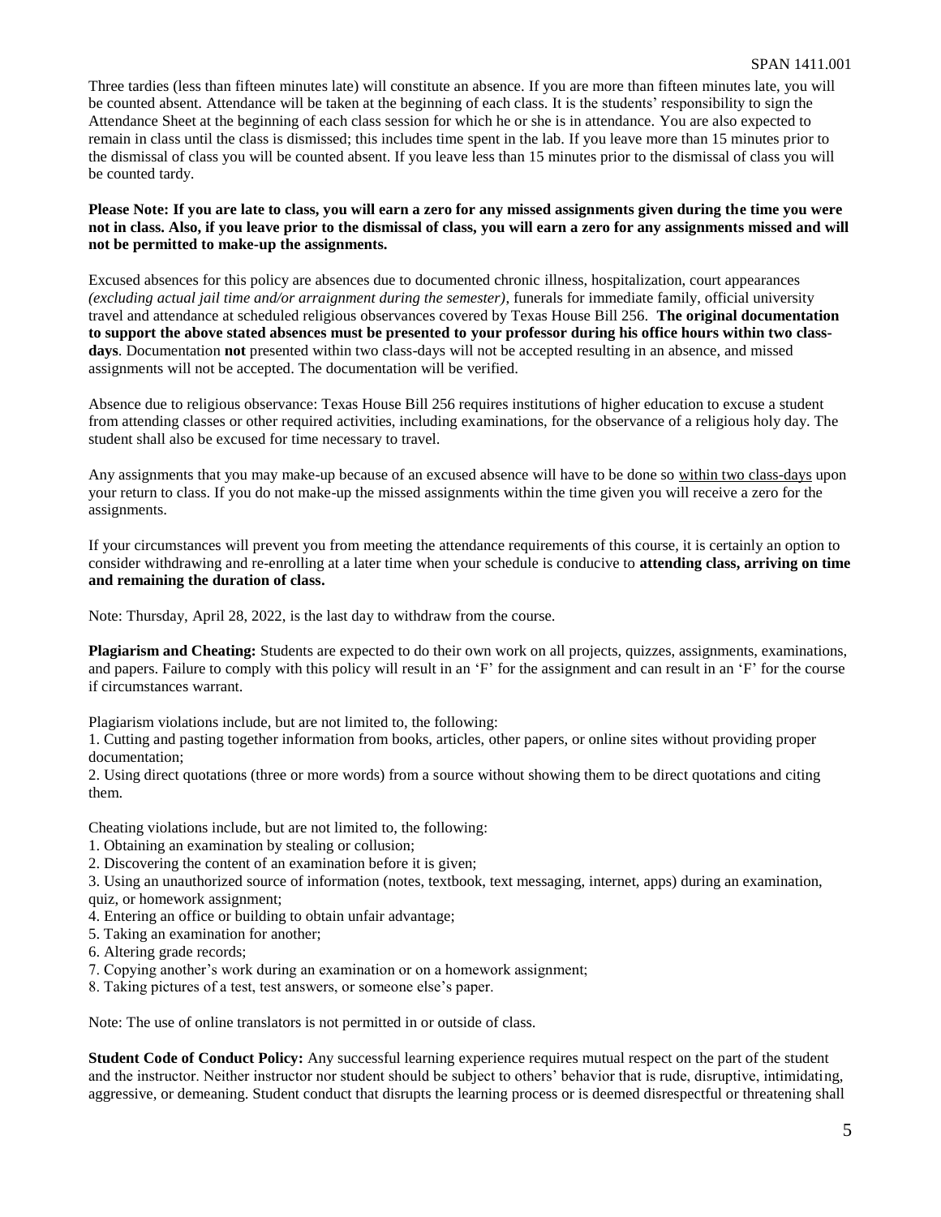Three tardies (less than fifteen minutes late) will constitute an absence. If you are more than fifteen minutes late, you will be counted absent. Attendance will be taken at the beginning of each class. It is the students' responsibility to sign the Attendance Sheet at the beginning of each class session for which he or she is in attendance. You are also expected to remain in class until the class is dismissed; this includes time spent in the lab. If you leave more than 15 minutes prior to the dismissal of class you will be counted absent. If you leave less than 15 minutes prior to the dismissal of class you will be counted tardy.

**Please Note: If you are late to class, you will earn a zero for any missed assignments given during the time you were not in class. Also, if you leave prior to the dismissal of class, you will earn a zero for any assignments missed and will not be permitted to make-up the assignments.**

Excused absences for this policy are absences due to documented chronic illness, hospitalization, court appearances *(excluding actual jail time and/or arraignment during the semester)*, funerals for immediate family, official university travel and attendance at scheduled religious observances covered by Texas House Bill 256. **The original documentation to support the above stated absences must be presented to your professor during his office hours within two class-days**. Documentation **not** presented within two class-days will not be accepted resulting in an absence, and missed assignments will not be accepted. The documentation will be verified.

Absence due to religious observance: Texas House Bill 256 requires institutions of higher education to excuse a student from attending classes or other required activities, including examinations, for the observance of a religious holy day. The student shall also be excused for time necessary to travel.

Any assignments that you may make-up because of an excused absence will have to be done so within two class-days upon your return to class. If you do not make-up the missed assignments within the time given you will receive a zero for the assignments.

If your circumstances will prevent you from meeting the attendance requirements of this course, it is certainly an option to consider withdrawing and re-enrolling at a later time when your schedule is conducive to **attending class, arriving on time and remaining the duration of class.**

Note: Thursday, April 28, 2022, is the last day to withdraw from the course.

**Plagiarism and Cheating:** Students are expected to do their own work on all projects, quizzes, assignments, examinations, and papers. Failure to comply with this policy will result in an 'F' for the assignment and can result in an 'F' for the course if circumstances warrant.

Plagiarism violations include, but are not limited to, the following:

1. Cutting and pasting together information from books, articles, other papers, or online sites without providing proper documentation;
2. Using direct quotations (three or more words) from a source without showing them to be direct quotations and citing them.

Cheating violations include, but are not limited to, the following:

1. Obtaining an examination by stealing or collusion;
2. Discovering the content of an examination before it is given;
3. Using an unauthorized source of information (notes, textbook, text messaging, internet, apps) during an examination, quiz, or homework assignment;
4. Entering an office or building to obtain unfair advantage;
5. Taking an examination for another;
6. Altering grade records;
7. Copying another's work during an examination or on a homework assignment;
8. Taking pictures of a test, test answers, or someone else's paper.

Note: The use of online translators is not permitted in or outside of class.

**Student Code of Conduct Policy:** Any successful learning experience requires mutual respect on the part of the student and the instructor. Neither instructor nor student should be subject to others' behavior that is rude, disruptive, intimidating, aggressive, or demeaning. Student conduct that disrupts the learning process or is deemed disrespectful or threatening shall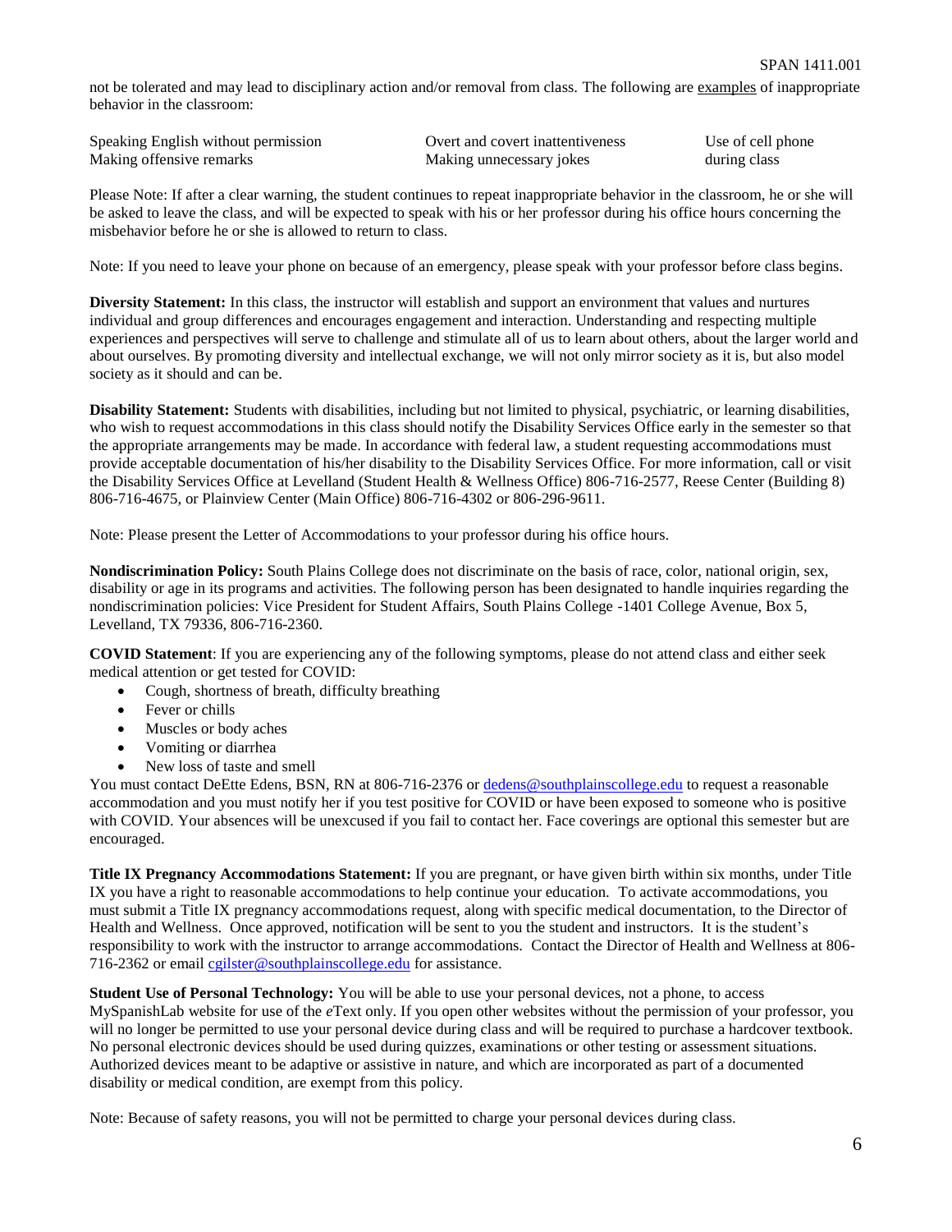not be tolerated and may lead to disciplinary action and/or removal from class. The following are examples of inappropriate behavior in the classroom:

| | | |
|---|---|---|
| Speaking English without permission | Overt and covert inattentiveness | Use of cell phone |
| Making offensive remarks | Making unnecessary jokes | during class |

Please Note: If after a clear warning, the student continues to repeat inappropriate behavior in the classroom, he or she will be asked to leave the class, and will be expected to speak with his or her professor during his office hours concerning the misbehavior before he or she is allowed to return to class.

Note: If you need to leave your phone on because of an emergency, please speak with your professor before class begins.

**Diversity Statement:** In this class, the instructor will establish and support an environment that values and nurtures individual and group differences and encourages engagement and interaction. Understanding and respecting multiple experiences and perspectives will serve to challenge and stimulate all of us to learn about others, about the larger world and about ourselves. By promoting diversity and intellectual exchange, we will not only mirror society as it is, but also model society as it should and can be.

**Disability Statement:** Students with disabilities, including but not limited to physical, psychiatric, or learning disabilities, who wish to request accommodations in this class should notify the Disability Services Office early in the semester so that the appropriate arrangements may be made. In accordance with federal law, a student requesting accommodations must provide acceptable documentation of his/her disability to the Disability Services Office. For more information, call or visit the Disability Services Office at Levelland (Student Health & Wellness Office) 806-716-2577, Reese Center (Building 8) 806-716-4675, or Plainview Center (Main Office) 806-716-4302 or 806-296-9611.

Note: Please present the Letter of Accommodations to your professor during his office hours.

**Nondiscrimination Policy:** South Plains College does not discriminate on the basis of race, color, national origin, sex, disability or age in its programs and activities. The following person has been designated to handle inquiries regarding the nondiscrimination policies: Vice President for Student Affairs, South Plains College -1401 College Avenue, Box 5, Levelland, TX 79336, 806-716-2360.

**COVID Statement**: If you are experiencing any of the following symptoms, please do not attend class and either seek medical attention or get tested for COVID:

- Cough, shortness of breath, difficulty breathing
- Fever or chills
- Muscles or body aches
- Vomiting or diarrhea
- New loss of taste and smell

You must contact DeEtte Edens, BSN, RN at 806-716-2376 or dedens@southplainscollege.edu to request a reasonable accommodation and you must notify her if you test positive for COVID or have been exposed to someone who is positive with COVID. Your absences will be unexcused if you fail to contact her. Face coverings are optional this semester but are encouraged.

**Title IX Pregnancy Accommodations Statement:** If you are pregnant, or have given birth within six months, under Title IX you have a right to reasonable accommodations to help continue your education. To activate accommodations, you must submit a Title IX pregnancy accommodations request, along with specific medical documentation, to the Director of Health and Wellness. Once approved, notification will be sent to you the student and instructors. It is the student's responsibility to work with the instructor to arrange accommodations. Contact the Director of Health and Wellness at 806-716-2362 or email cgilster@southplainscollege.edu for assistance.

**Student Use of Personal Technology:** You will be able to use your personal devices, not a phone, to access MySpanishLab website for use of the *e*Text only. If you open other websites without the permission of your professor, you will no longer be permitted to use your personal device during class and will be required to purchase a hardcover textbook. No personal electronic devices should be used during quizzes, examinations or other testing or assessment situations. Authorized devices meant to be adaptive or assistive in nature, and which are incorporated as part of a documented disability or medical condition, are exempt from this policy.

Note: Because of safety reasons, you will not be permitted to charge your personal devices during class.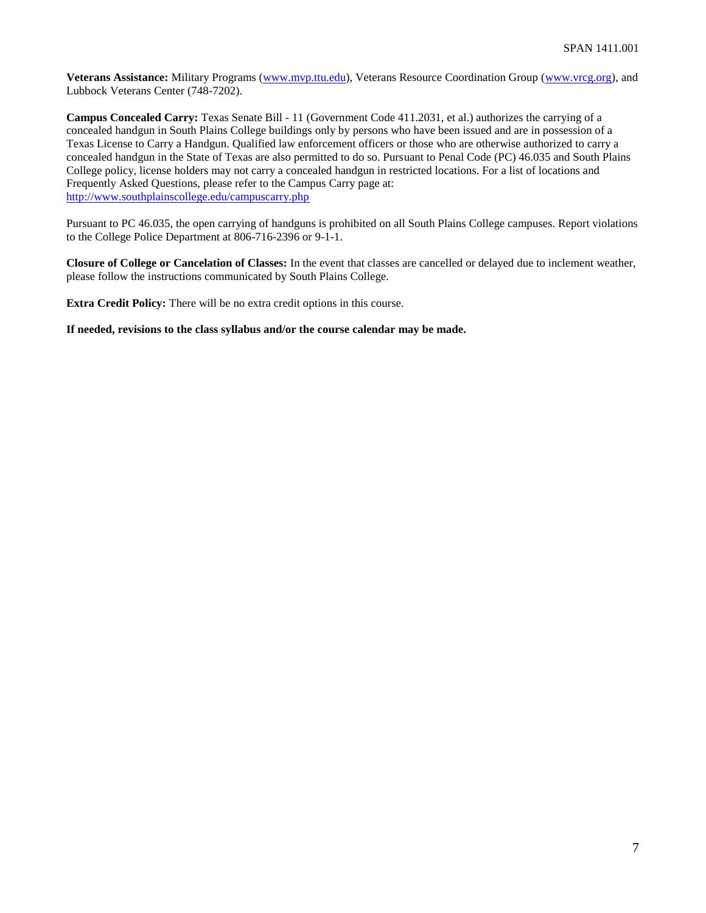**Veterans Assistance:** Military Programs (www.mvp.ttu.edu), Veterans Resource Coordination Group (www.vrcg.org), and Lubbock Veterans Center (748-7202).

**Campus Concealed Carry:** Texas Senate Bill - 11 (Government Code 411.2031, et al.) authorizes the carrying of a concealed handgun in South Plains College buildings only by persons who have been issued and are in possession of a Texas License to Carry a Handgun. Qualified law enforcement officers or those who are otherwise authorized to carry a concealed handgun in the State of Texas are also permitted to do so. Pursuant to Penal Code (PC) 46.035 and South Plains College policy, license holders may not carry a concealed handgun in restricted locations. For a list of locations and Frequently Asked Questions, please refer to the Campus Carry page at: http://www.southplainscollege.edu/campuscarry.php

Pursuant to PC 46.035, the open carrying of handguns is prohibited on all South Plains College campuses. Report violations to the College Police Department at 806-716-2396 or 9-1-1.

**Closure of College or Cancelation of Classes:** In the event that classes are cancelled or delayed due to inclement weather, please follow the instructions communicated by South Plains College.

**Extra Credit Policy:** There will be no extra credit options in this course.

**If needed, revisions to the class syllabus and/or the course calendar may be made.**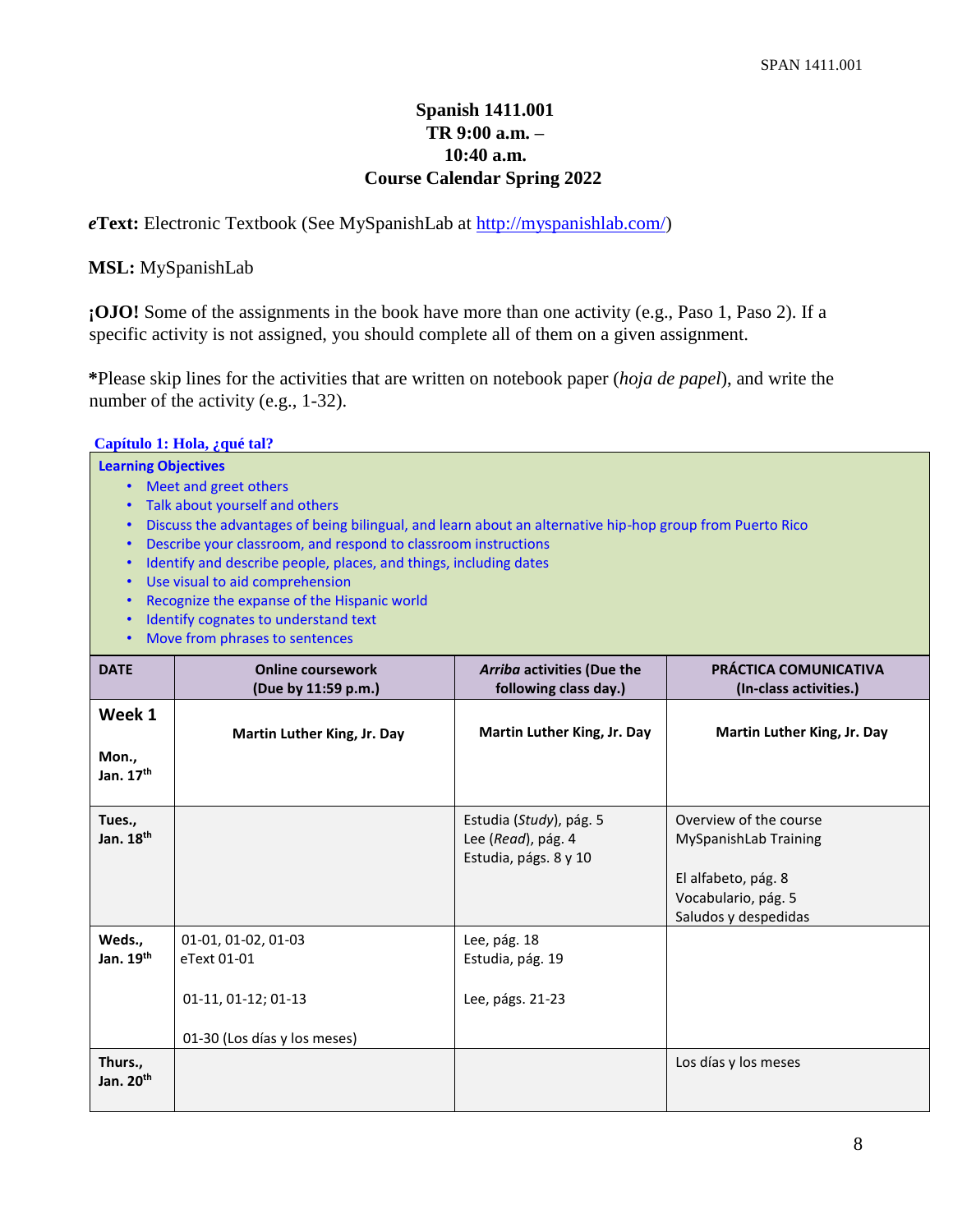**Spanish 1411.001**
**TR 9:00 a.m. – 10:40 a.m.**
**Course Calendar Spring 2022**

***e*Text:** Electronic Textbook (See MySpanishLab at http://myspanishlab.com/)

**MSL:** MySpanishLab

**¡OJO!** Some of the assignments in the book have more than one activity (e.g., Paso 1, Paso 2). If a specific activity is not assigned, you should complete all of them on a given assignment.

**\***Please skip lines for the activities that are written on notebook paper (*hoja de papel*), and write the number of the activity (e.g., 1-32).

**Capítulo 1: Hola, ¿qué tal?**

**Learning Objectives**

- Meet and greet others
- Talk about yourself and others
- Discuss the advantages of being bilingual, and learn about an alternative hip-hop group from Puerto Rico
- Describe your classroom, and respond to classroom instructions
- Identify and describe people, places, and things, including dates
- Use visual to aid comprehension
- Recognize the expanse of the Hispanic world
- Identify cognates to understand text
- Move from phrases to sentences

| DATE | Online coursework (Due by 11:59 p.m.) | *Arriba* activities (Due the following class day.) | PRÁCTICA COMUNICATIVA (In-class activities.) |
|---|---|---|---|
| **Week 1** **Mon., Jan. 17th** | **Martin Luther King, Jr. Day** | **Martin Luther King, Jr. Day** | **Martin Luther King, Jr. Day** |
| **Tues., Jan. 18th** | | Estudia (*Study*), pág. 5<br>Lee (*Read*), pág. 4<br>Estudia, págs. 8 y 10 | Overview of the course<br>MySpanishLab Training<br><br>El alfabeto, pág. 8<br>Vocabulario, pág. 5<br>Saludos y despedidas |
| **Weds., Jan. 19th** | 01-01, 01-02, 01-03<br>eText 01-01<br><br>01-11, 01-12; 01-13<br><br>01-30 (Los días y los meses) | Lee, pág. 18<br>Estudia, pág. 19<br><br>Lee, págs. 21-23 | |
| **Thurs., Jan. 20th** | | | Los días y los meses |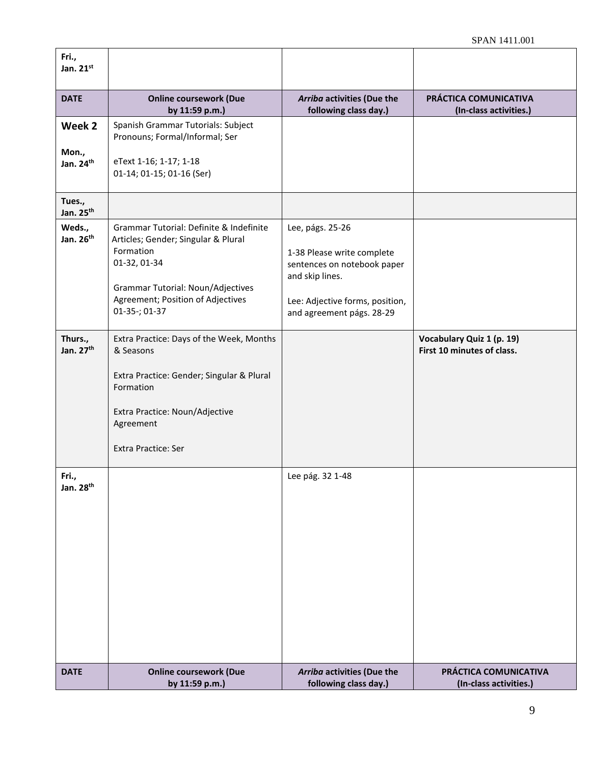| DATE | Online coursework (Due by 11:59 p.m.) | *Arriba* activities (Due the following class day.) | PRÁCTICA COMUNICATIVA (In-class activities.) |
|---|---|---|---|
| Fri., Jan. 21st | | | |
| **Week 2** Mon., Jan. 24th | Spanish Grammar Tutorials: Subject Pronouns; Formal/Informal; Ser<br><br>eText 1-16; 1-17; 1-18<br>01-14; 01-15; 01-16 (Ser) | | |
| Tues., Jan. 25th | | | |
| Weds., Jan. 26th | Grammar Tutorial: Definite & Indefinite Articles; Gender; Singular & Plural Formation<br>01-32, 01-34<br><br>Grammar Tutorial: Noun/Adjectives Agreement; Position of Adjectives<br>01-35-; 01-37 | Lee, págs. 25-26<br><br>1-38 Please write complete sentences on notebook paper and skip lines.<br><br>Lee: Adjective forms, position, and agreement págs. 28-29 | |
| Thurs., Jan. 27th | Extra Practice: Days of the Week, Months & Seasons<br><br>Extra Practice: Gender; Singular & Plural Formation<br><br>Extra Practice: Noun/Adjective Agreement<br><br>Extra Practice: Ser | | **Vocabulary Quiz 1 (p. 19)**<br>**First 10 minutes of class.** |
| Fri., Jan. 28th | | Lee pág. 32 1-48 | |
| **DATE** | **Online coursework (Due by 11:59 p.m.)** | ***Arriba* activities (Due the following class day.)** | **PRÁCTICA COMUNICATIVA (In-class activities.)** |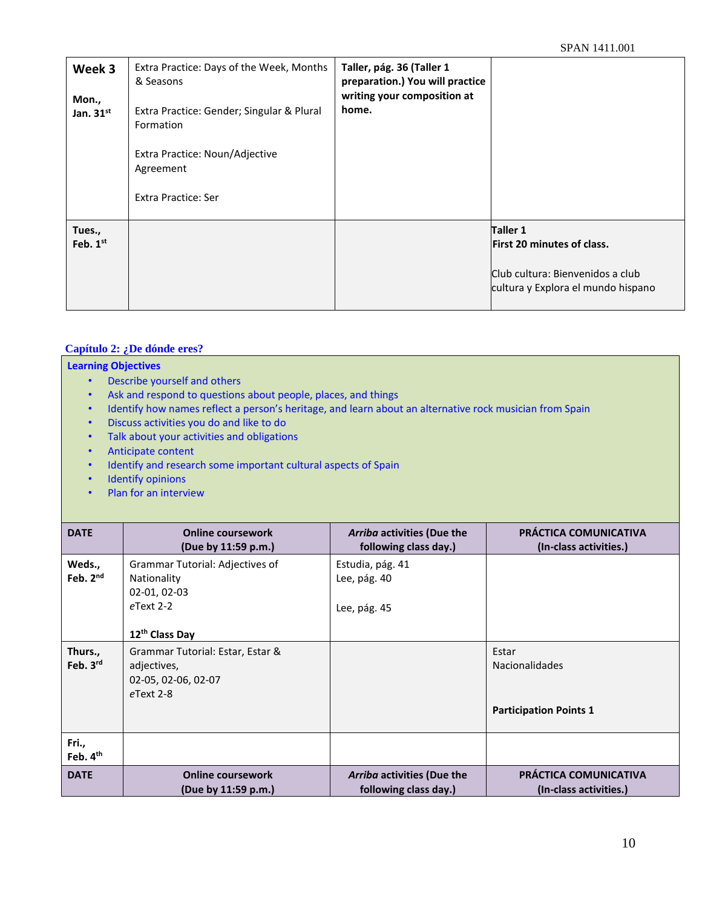| Week 3 Mon., Jan. 31st | Extra Practice: Days of the Week, Months & Seasons<br><br>Extra Practice: Gender; Singular & Plural Formation<br><br>Extra Practice: Noun/Adjective Agreement<br><br>Extra Practice: Ser | **Taller, pág. 36 (Taller 1 preparation.) You will practice writing your composition at home.** | |
|---|---|---|---|
| **Tues., Feb. 1st** | | | **Taller 1**<br>**First 20 minutes of class.**<br><br>Club cultura: Bienvenidos a club cultura y Explora el mundo hispano |

## Capítulo 2: ¿De dónde eres?

**Learning Objectives**

- Describe yourself and others
- Ask and respond to questions about people, places, and things
- Identify how names reflect a person's heritage, and learn about an alternative rock musician from Spain
- Discuss activities you do and like to do
- Talk about your activities and obligations
- Anticipate content
- Identify and research some important cultural aspects of Spain
- Identify opinions
- Plan for an interview

| DATE | Online coursework (Due by 11:59 p.m.) | *Arriba* activities (Due the following class day.) | PRÁCTICA COMUNICATIVA (In-class activities.) |
|---|---|---|---|
| **Weds., Feb. 2nd** | Grammar Tutorial: Adjectives of Nationality<br>02-01, 02-03<br>*e*Text 2-2<br><br>**12th Class Day** | Estudia, pág. 41<br>Lee, pág. 40<br><br>Lee, pág. 45 | |
| **Thurs., Feb. 3rd** | Grammar Tutorial: Estar, Estar & adjectives,<br>02-05, 02-06, 02-07<br>*e*Text 2-8 | | Estar<br>Nacionalidades<br><br>**Participation Points 1** |
| **Fri., Feb. 4th** | | | |
| **DATE** | **Online coursework (Due by 11:59 p.m.)** | ***Arriba* activities (Due the following class day.)** | **PRÁCTICA COMUNICATIVA (In-class activities.)** |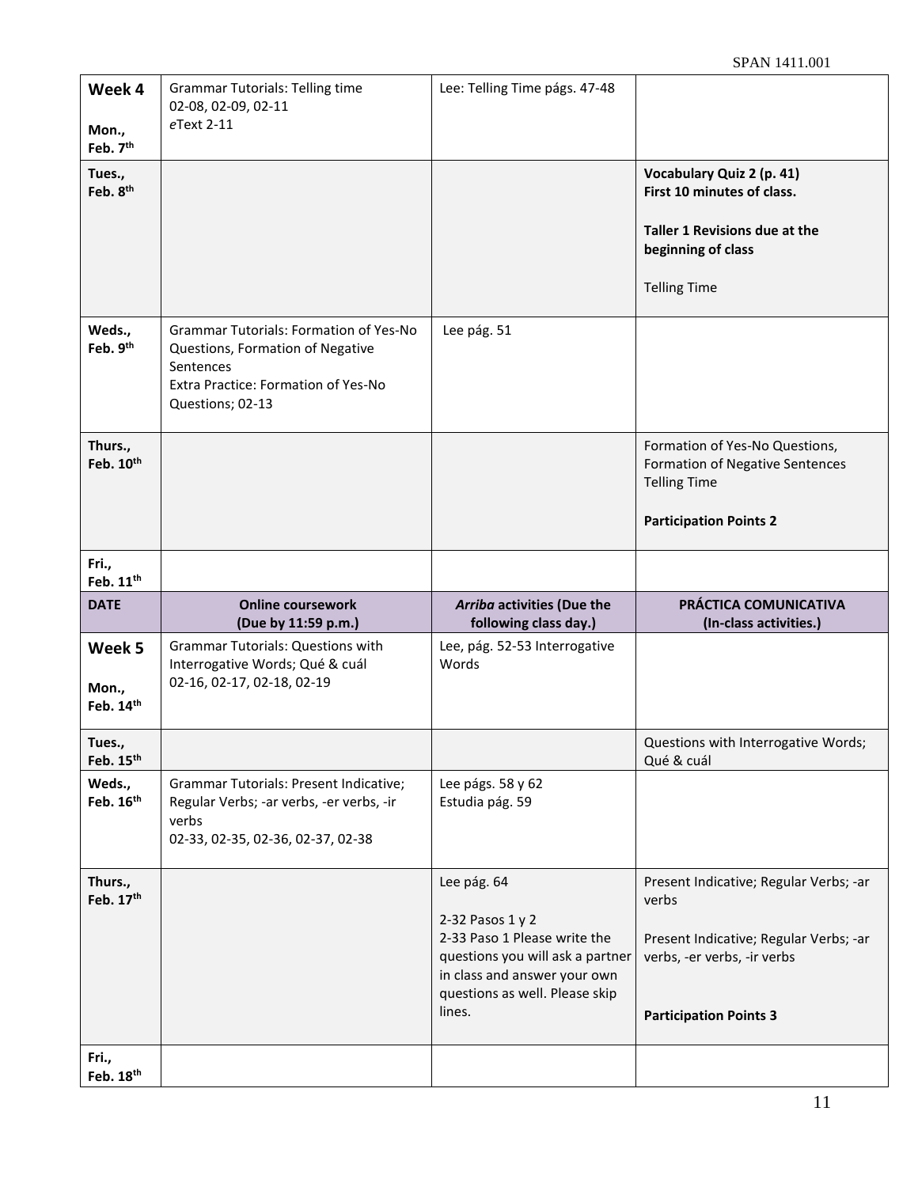| Week 4 Mon., Feb. 7th | Grammar Tutorials: Telling time 02-08, 02-09, 02-11 *e*Text 2-11 | Lee: Telling Time págs. 47-48 | |
|---|---|---|---|
| **Tues., Feb. 8th** | | | **Vocabulary Quiz 2 (p. 41) First 10 minutes of class.**<br><br>**Taller 1 Revisions due at the beginning of class**<br><br>Telling Time |
| **Weds., Feb. 9th** | Grammar Tutorials: Formation of Yes-No Questions, Formation of Negative Sentences<br>Extra Practice: Formation of Yes-No Questions; 02-13 | Lee pág. 51 | |
| **Thurs., Feb. 10th** | | | Formation of Yes-No Questions, Formation of Negative Sentences Telling Time<br><br>**Participation Points 2** |
| **Fri., Feb. 11th** | | | |
| **DATE** | **Online coursework (Due by 11:59 p.m.)** | ***Arriba* activities (Due the following class day.)** | **PRÁCTICA COMUNICATIVA (In-class activities.)** |
| **Week 5 Mon., Feb. 14th** | Grammar Tutorials: Questions with Interrogative Words; Qué & cuál 02-16, 02-17, 02-18, 02-19 | Lee, pág. 52-53 Interrogative Words | |
| **Tues., Feb. 15th** | | | Questions with Interrogative Words; Qué & cuál |
| **Weds., Feb. 16th** | Grammar Tutorials: Present Indicative; Regular Verbs; -ar verbs, -er verbs, -ir verbs<br>02-33, 02-35, 02-36, 02-37, 02-38 | Lee págs. 58 y 62<br>Estudia pág. 59 | |
| **Thurs., Feb. 17th** | | Lee pág. 64<br><br>2-32 Pasos 1 y 2<br>2-33 Paso 1 Please write the questions you will ask a partner in class and answer your own questions as well. Please skip lines. | Present Indicative; Regular Verbs; -ar verbs<br><br>Present Indicative; Regular Verbs; -ar verbs, -er verbs, -ir verbs<br><br>**Participation Points 3** |
| **Fri., Feb. 18th** | | | |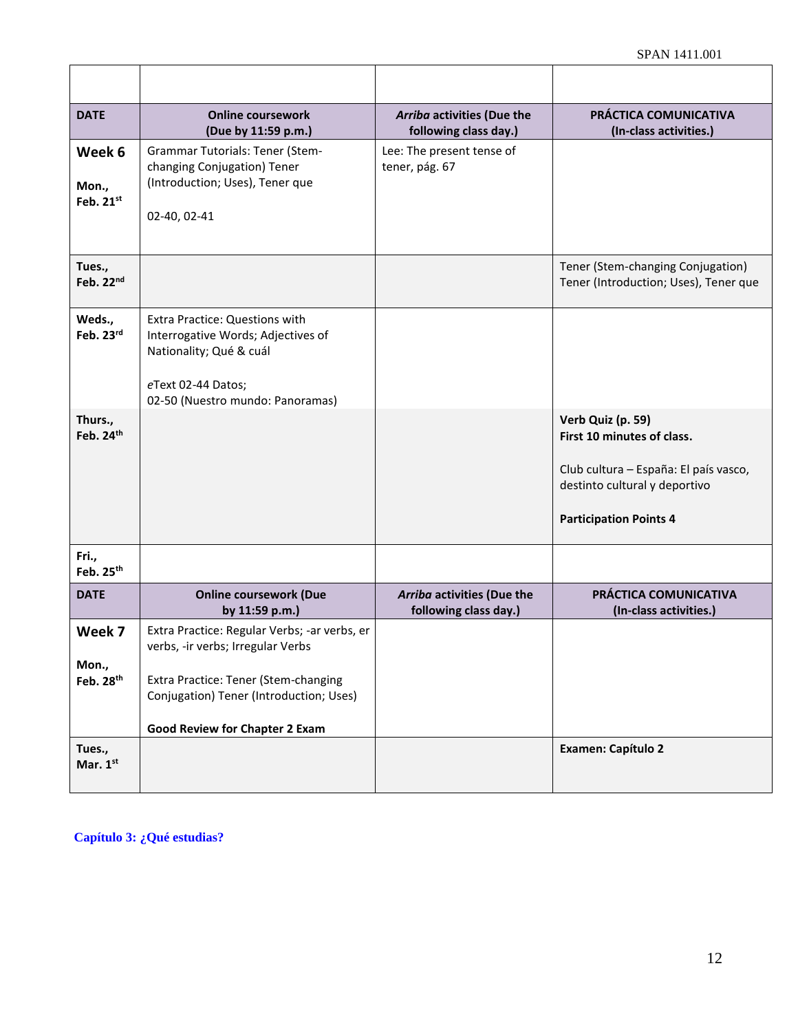| | | | |
|---|---|---|---|
| **DATE** | **Online coursework (Due by 11:59 p.m.)** | ***Arriba* activities (Due the following class day.)** | **PRÁCTICA COMUNICATIVA (In-class activities.)** |
| **Week 6**<br><br>**Mon., Feb. 21st** | Grammar Tutorials: Tener (Stem-changing Conjugation) Tener (Introduction; Uses), Tener que<br><br>02-40, 02-41 | Lee: The present tense of tener, pág. 67 | |
| **Tues., Feb. 22nd** | | | Tener (Stem-changing Conjugation) Tener (Introduction; Uses), Tener que |
| **Weds., Feb. 23rd** | Extra Practice: Questions with Interrogative Words; Adjectives of Nationality; Qué & cuál<br><br>*e*Text 02-44 Datos;<br>02-50 (Nuestro mundo: Panoramas) | | |
| **Thurs., Feb. 24th** | | | **Verb Quiz (p. 59)**<br>**First 10 minutes of class.**<br><br>Club cultura – España: El país vasco, destinto cultural y deportivo<br><br>**Participation Points 4** |
| **Fri., Feb. 25th** | | | |
| **DATE** | **Online coursework (Due by 11:59 p.m.)** | ***Arriba* activities (Due the following class day.)** | **PRÁCTICA COMUNICATIVA (In-class activities.)** |
| **Week 7**<br><br>**Mon., Feb. 28th** | Extra Practice: Regular Verbs; -ar verbs, er verbs, -ir verbs; Irregular Verbs<br><br>Extra Practice: Tener (Stem-changing Conjugation) Tener (Introduction; Uses)<br><br>**Good Review for Chapter 2 Exam** | | |
| **Tues., Mar. 1st** | | | **Examen: Capítulo 2** |

**Capítulo 3: ¿Qué estudias?**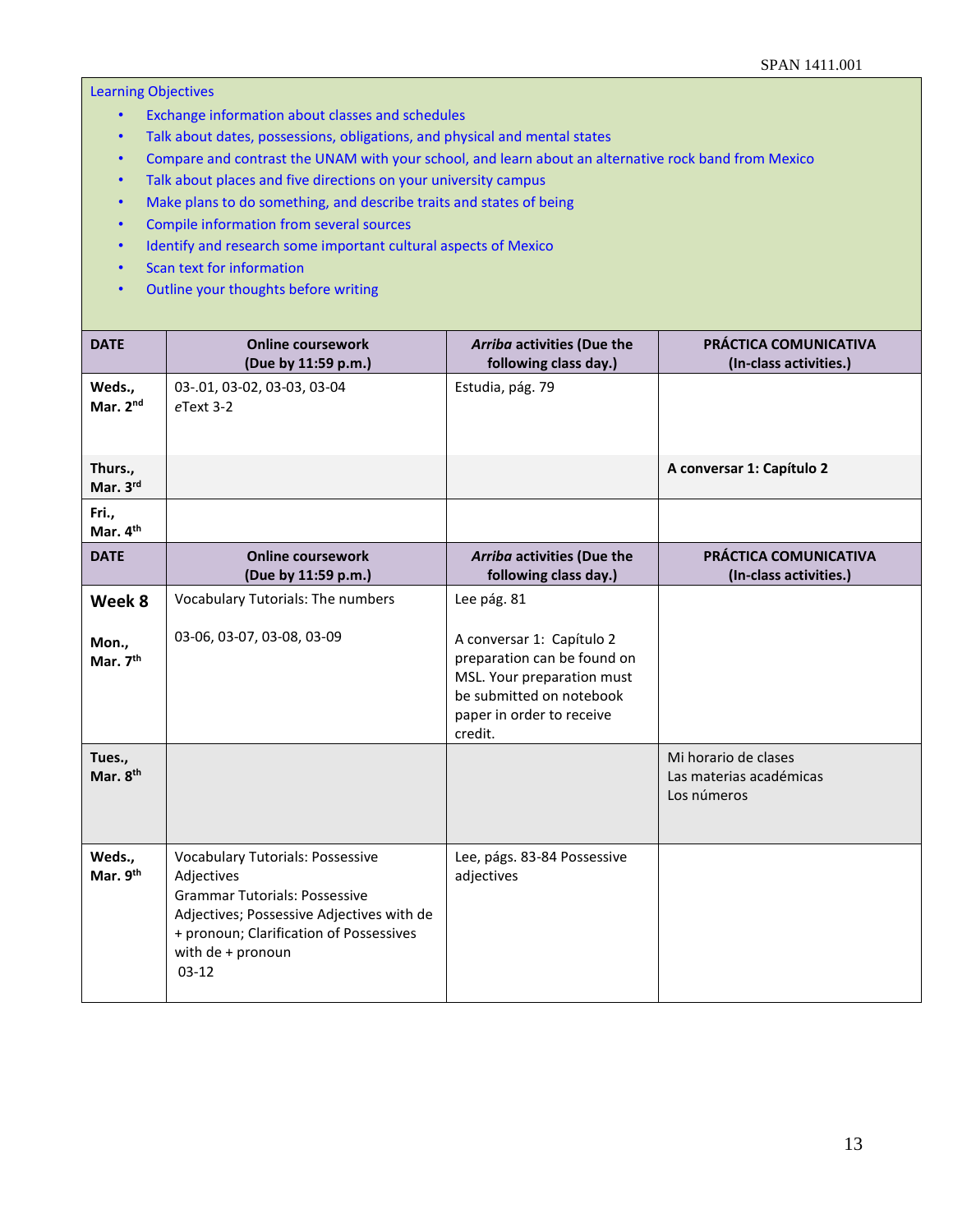### Learning Objectives

- Exchange information about classes and schedules
- Talk about dates, possessions, obligations, and physical and mental states
- Compare and contrast the UNAM with your school, and learn about an alternative rock band from Mexico
- Talk about places and five directions on your university campus
- Make plans to do something, and describe traits and states of being
- Compile information from several sources
- Identify and research some important cultural aspects of Mexico
- Scan text for information
- Outline your thoughts before writing

| DATE | Online coursework (Due by 11:59 p.m.) | *Arriba* activities (Due the following class day.) | PRÁCTICA COMUNICATIVA (In-class activities.) |
|---|---|---|---|
| **Weds., Mar. 2nd** | 03-.01, 03-02, 03-03, 03-04<br>*e*Text 3-2 | Estudia, pág. 79 | |
| **Thurs., Mar. 3rd** | | | **A conversar 1: Capítulo 2** |
| **Fri., Mar. 4th** | | | |

| DATE | Online coursework (Due by 11:59 p.m.) | *Arriba* activities (Due the following class day.) | PRÁCTICA COMUNICATIVA (In-class activities.) |
|---|---|---|---|
| **Week 8**<br><br>**Mon., Mar. 7th** | Vocabulary Tutorials: The numbers<br><br>03-06, 03-07, 03-08, 03-09 | Lee pág. 81<br><br>A conversar 1: Capítulo 2 preparation can be found on MSL. Your preparation must be submitted on notebook paper in order to receive credit. | |
| **Tues., Mar. 8th** | | | Mi horario de clases<br>Las materias académicas<br>Los números |
| **Weds., Mar. 9th** | Vocabulary Tutorials: Possessive Adjectives<br>Grammar Tutorials: Possessive Adjectives; Possessive Adjectives with de + pronoun; Clarification of Possessives with de + pronoun<br>03-12 | Lee, págs. 83-84 Possessive adjectives | |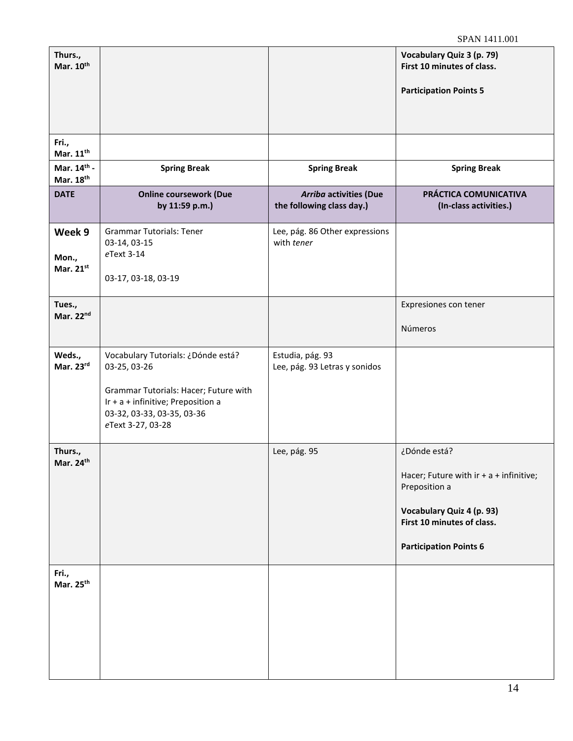| **Thurs., Mar. 10th** | | | **Vocabulary Quiz 3 (p. 79) First 10 minutes of class.** **Participation Points 5** |
|---|---|---|---|
| **Fri., Mar. 11th** | | | |
| **Mar. 14th - Mar. 18th** | **Spring Break** | **Spring Break** | **Spring Break** |
| **DATE** | **Online coursework (Due by 11:59 p.m.)** | ***Arriba* activities (Due the following class day.)** | **PRÁCTICA COMUNICATIVA (In-class activities.)** |
| **Week 9** **Mon., Mar. 21st** | Grammar Tutorials: Tener 03-14, 03-15 *e*Text 3-14 03-17, 03-18, 03-19 | Lee, pág. 86 Other expressions with *tener* | |
| **Tues., Mar. 22nd** | | | Expresiones con tener Números |
| **Weds., Mar. 23rd** | Vocabulary Tutorials: ¿Dónde está? 03-25, 03-26 Grammar Tutorials: Hacer; Future with Ir + a + infinitive; Preposition a 03-32, 03-33, 03-35, 03-36 *e*Text 3-27, 03-28 | Estudia, pág. 93 Lee, pág. 93 Letras y sonidos | |
| **Thurs., Mar. 24th** | | Lee, pág. 95 | ¿Dónde está? Hacer; Future with ir + a + infinitive; Preposition a **Vocabulary Quiz 4 (p. 93) First 10 minutes of class.** **Participation Points 6** |
| **Fri., Mar. 25th** | | | |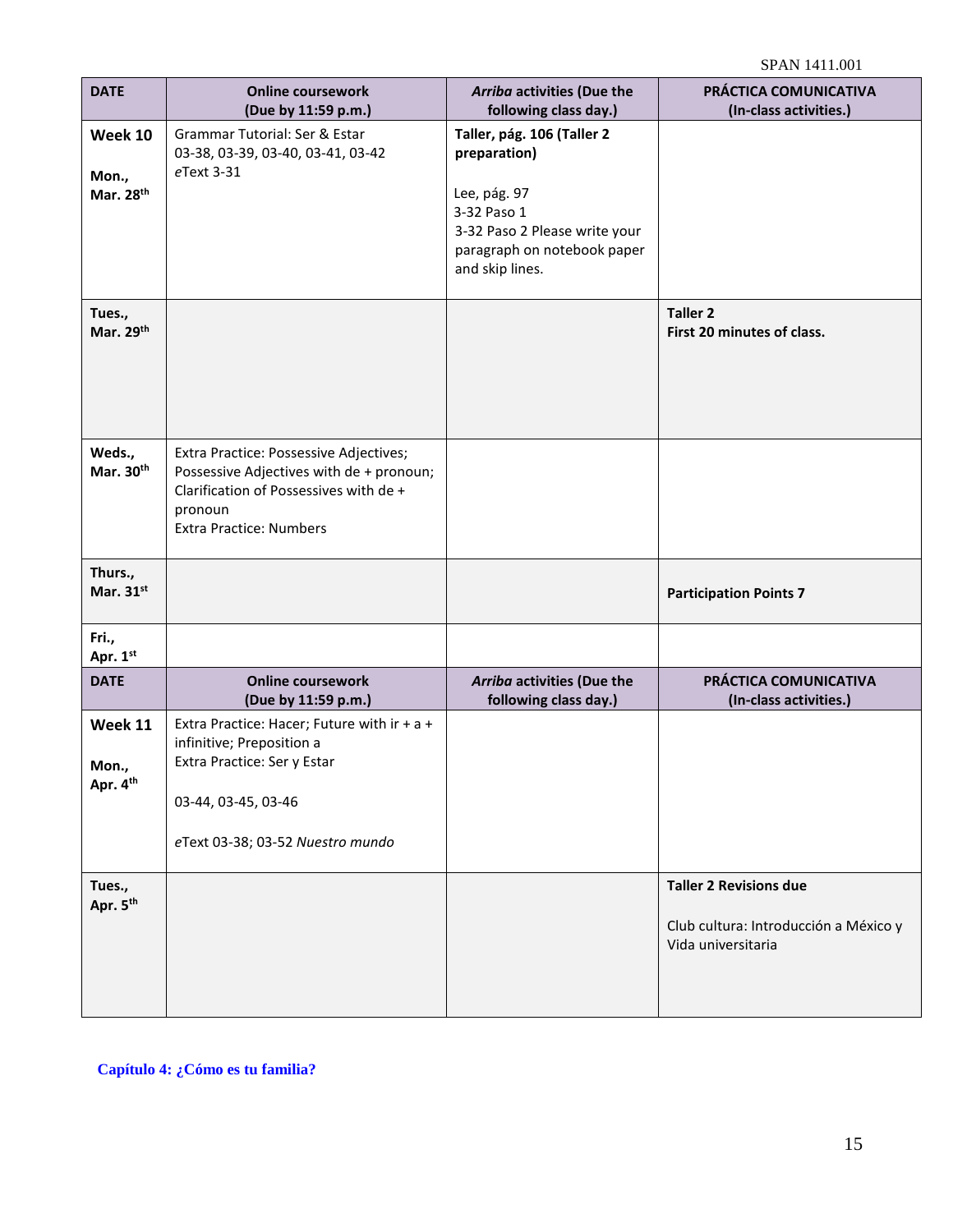| DATE | Online coursework (Due by 11:59 p.m.) | *Arriba* activities (Due the following class day.) | PRÁCTICA COMUNICATIVA (In-class activities.) |
|---|---|---|---|
| **Week 10**<br><br>**Mon., Mar. 28th** | Grammar Tutorial: Ser & Estar<br>03-38, 03-39, 03-40, 03-41, 03-42<br>*e*Text 3-31 | **Taller, pág. 106 (Taller 2 preparation)**<br><br>Lee, pág. 97<br>3-32 Paso 1<br>3-32 Paso 2 Please write your paragraph on notebook paper and skip lines. | |
| **Tues., Mar. 29th** | | | **Taller 2**<br>**First 20 minutes of class.** |
| **Weds., Mar. 30th** | Extra Practice: Possessive Adjectives; Possessive Adjectives with de + pronoun; Clarification of Possessives with de + pronoun<br>Extra Practice: Numbers | | |
| **Thurs., Mar. 31st** | | | **Participation Points 7** |
| **Fri., Apr. 1st** | | | |
| **DATE** | **Online coursework (Due by 11:59 p.m.)** | ***Arriba* activities (Due the following class day.)** | **PRÁCTICA COMUNICATIVA (In-class activities.)** |
| **Week 11**<br><br>**Mon., Apr. 4th** | Extra Practice: Hacer; Future with ir + a + infinitive; Preposition a<br>Extra Practice: Ser y Estar<br><br>03-44, 03-45, 03-46<br><br>*e*Text 03-38; 03-52 *Nuestro mundo* | | |
| **Tues., Apr. 5th** | | | **Taller 2 Revisions due**<br><br>Club cultura: Introducción a México y Vida universitaria |

**Capítulo 4: ¿Cómo es tu familia?**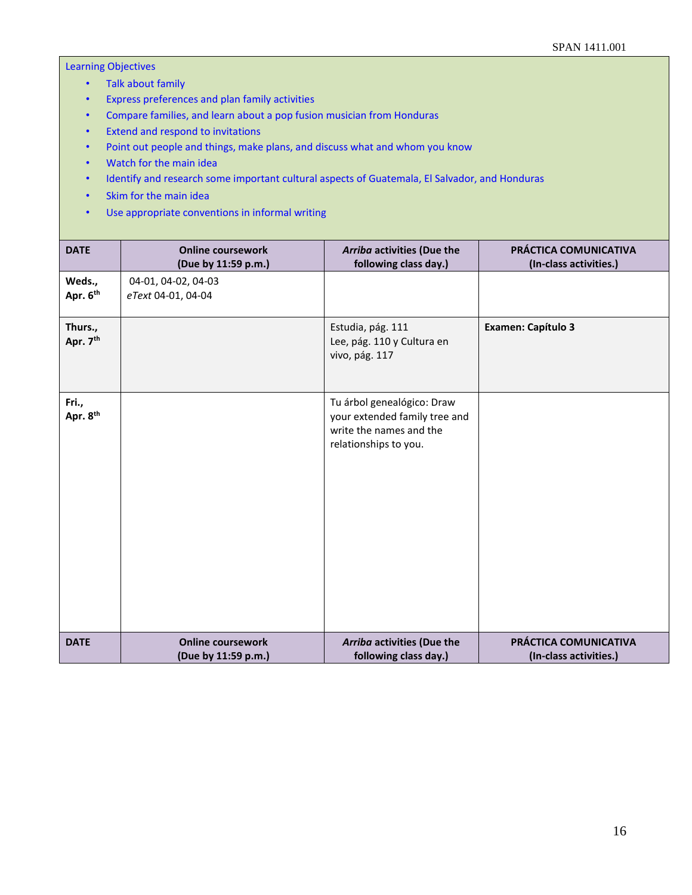Learning Objectives

- Talk about family
- Express preferences and plan family activities
- Compare families, and learn about a pop fusion musician from Honduras
- Extend and respond to invitations
- Point out people and things, make plans, and discuss what and whom you know
- Watch for the main idea
- Identify and research some important cultural aspects of Guatemala, El Salvador, and Honduras
- Skim for the main idea
- Use appropriate conventions in informal writing

| DATE | Online coursework (Due by 11:59 p.m.) | *Arriba* activities (Due the following class day.) | PRÁCTICA COMUNICATIVA (In-class activities.) |
|---|---|---|---|
| **Weds., Apr. 6th** | 04-01, 04-02, 04-03<br>*eText* 04-01, 04-04 | | |
| **Thurs., Apr. 7th** | | Estudia, pág. 111<br>Lee, pág. 110 y Cultura en vivo, pág. 117 | **Examen: Capítulo 3** |
| **Fri., Apr. 8th** | | Tu árbol genealógico: Draw your extended family tree and write the names and the relationships to you. | |
| **DATE** | **Online coursework (Due by 11:59 p.m.)** | ***Arriba* activities (Due the following class day.)** | **PRÁCTICA COMUNICATIVA (In-class activities.)** |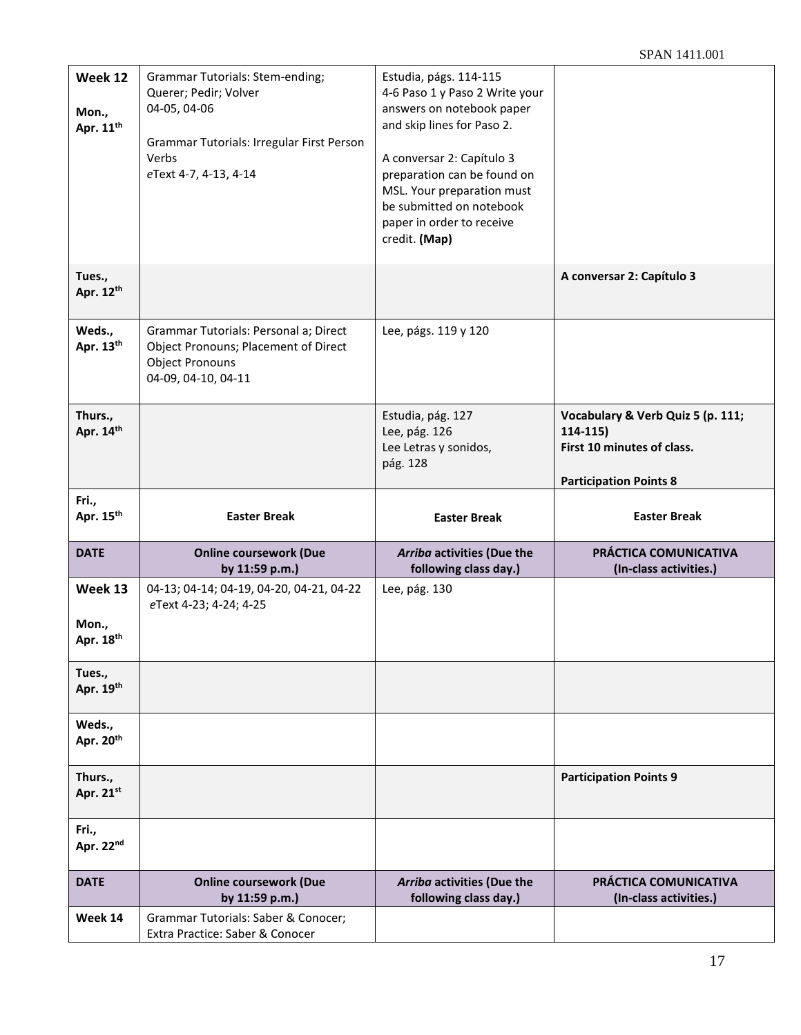| | | | |
|---|---|---|---|
| **Week 12**<br><br>**Mon., Apr. 11th** | Grammar Tutorials: Stem-ending; Querer; Pedir; Volver<br>04-05, 04-06<br><br>Grammar Tutorials: Irregular First Person Verbs<br>*e*Text 4-7, 4-13, 4-14 | Estudia, págs. 114-115<br>4-6 Paso 1 y Paso 2 Write your answers on notebook paper and skip lines for Paso 2.<br><br>A conversar 2: Capítulo 3 preparation can be found on MSL. Your preparation must be submitted on notebook paper in order to receive credit. **(Map)** | |
| **Tues., Apr. 12th** | | | **A conversar 2: Capítulo 3** |
| **Weds., Apr. 13th** | Grammar Tutorials: Personal a; Direct Object Pronouns; Placement of Direct Object Pronouns<br>04-09, 04-10, 04-11 | Lee, págs. 119 y 120 | |
| **Thurs., Apr. 14th** | | Estudia, pág. 127<br>Lee, pág. 126<br>Lee Letras y sonidos, pág. 128 | **Vocabulary & Verb Quiz 5 (p. 111; 114-115)**<br>**First 10 minutes of class.**<br><br>**Participation Points 8** |
| **Fri., Apr. 15th** | **Easter Break** | **Easter Break** | **Easter Break** |
| **DATE** | **Online coursework (Due by 11:59 p.m.)** | ***Arriba* activities (Due the following class day.)** | **PRÁCTICA COMUNICATIVA (In-class activities.)** |
| **Week 13**<br><br>**Mon., Apr. 18th** | 04-13; 04-14; 04-19, 04-20, 04-21, 04-22<br>*e*Text 4-23; 4-24; 4-25 | Lee, pág. 130 | |
| **Tues., Apr. 19th** | | | |
| **Weds., Apr. 20th** | | | |
| **Thurs., Apr. 21st** | | | **Participation Points 9** |
| **Fri., Apr. 22nd** | | | |
| **DATE** | **Online coursework (Due by 11:59 p.m.)** | ***Arriba* activities (Due the following class day.)** | **PRÁCTICA COMUNICATIVA (In-class activities.)** |
| **Week 14** | Grammar Tutorials: Saber & Conocer;<br>Extra Practice: Saber & Conocer | | |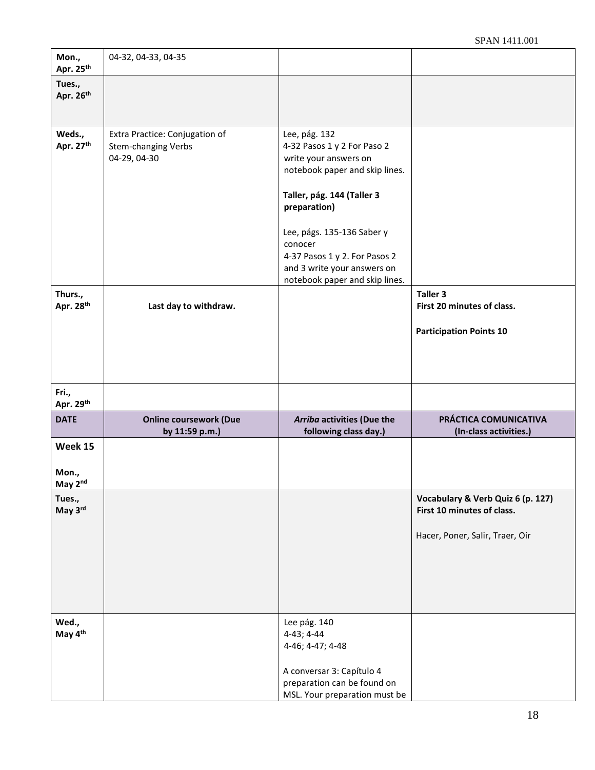| Mon., Apr. 25th | 04-32, 04-33, 04-35 | | |
|---|---|---|---|
| Tues., Apr. 26th | | | |
| Weds., Apr. 27th | Extra Practice: Conjugation of Stem-changing Verbs 04-29, 04-30 | Lee, pág. 132 4-32 Pasos 1 y 2 For Paso 2 write your answers on notebook paper and skip lines. **Taller, pág. 144 (Taller 3 preparation)** Lee, págs. 135-136 Saber y conocer 4-37 Pasos 1 y 2. For Pasos 2 and 3 write your answers on notebook paper and skip lines. | |
| Thurs., Apr. 28th | **Last day to withdraw.** | | **Taller 3** **First 20 minutes of class.** **Participation Points 10** |
| Fri., Apr. 29th | | | |
| **DATE** | **Online coursework (Due by 11:59 p.m.)** | ***Arriba* activities (Due the following class day.)** | **PRÁCTICA COMUNICATIVA (In-class activities.)** |
| **Week 15** Mon., May 2nd | | | |
| Tues., May 3rd | | | **Vocabulary & Verb Quiz 6 (p. 127)** **First 10 minutes of class.** Hacer, Poner, Salir, Traer, Oír |
| Wed., May 4th | | Lee pág. 140 4-43; 4-44 4-46; 4-47; 4-48 A conversar 3: Capítulo 4 preparation can be found on MSL. Your preparation must be | |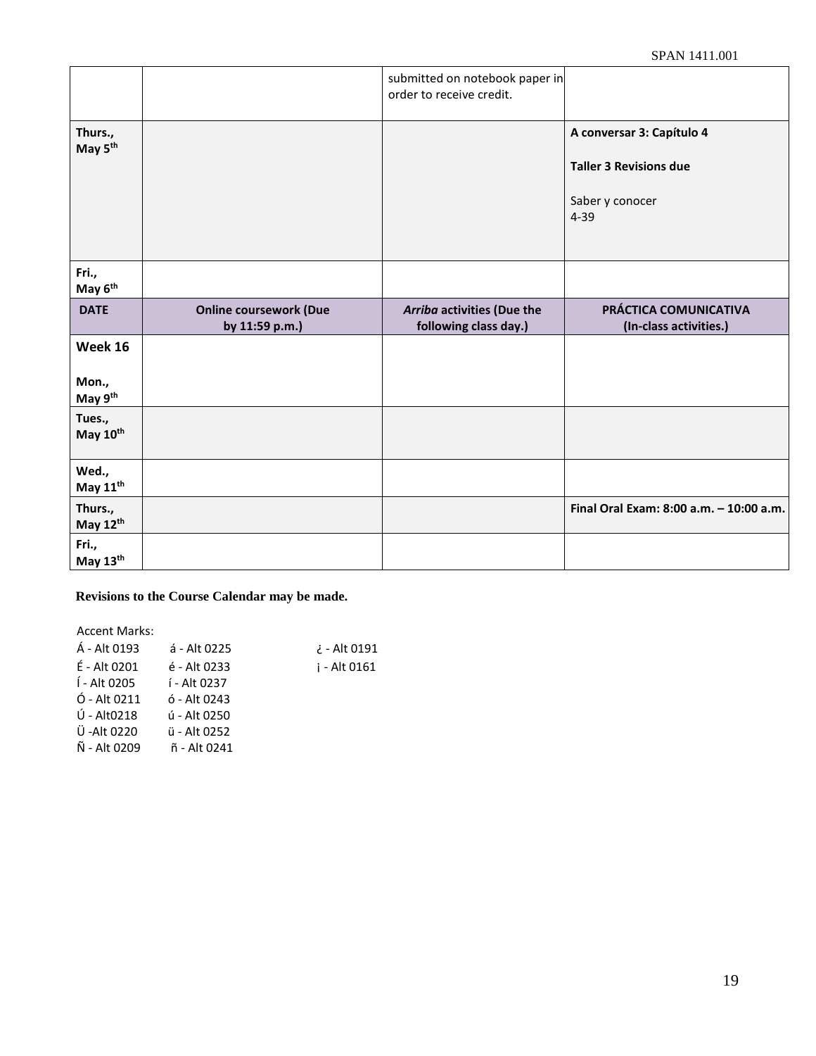| | | | |
|---|---|---|---|
| | | submitted on notebook paper in order to receive credit. | |
| **Thurs., May 5th** | | | **A conversar 3: Capítulo 4**<br><br>**Taller 3 Revisions due**<br><br>Saber y conocer<br>4-39 |
| **Fri., May 6th** | | | |
| **DATE** | **Online coursework (Due by 11:59 p.m.)** | ***Arriba* activities (Due the following class day.)** | **PRÁCTICA COMUNICATIVA (In-class activities.)** |
| **Week 16**<br><br>**Mon., May 9th** | | | |
| **Tues., May 10th** | | | |
| **Wed., May 11th** | | | |
| **Thurs., May 12th** | | | **Final Oral Exam: 8:00 a.m. – 10:00 a.m.** |
| **Fri., May 13th** | | | |

**Revisions to the Course Calendar may be made.**

Accent Marks:

| | | |
|---|---|---|
| Á - Alt 0193 | á - Alt 0225 | ¿ - Alt 0191 |
| É - Alt 0201 | é - Alt 0233 | ¡ - Alt 0161 |
| Í - Alt 0205 | í - Alt 0237 | |
| Ó - Alt 0211 | ó - Alt 0243 | |
| Ú - Alt0218 | ú - Alt 0250 | |
| Ü -Alt 0220 | ü - Alt 0252 | |
| Ñ - Alt 0209 | ñ - Alt 0241 | |